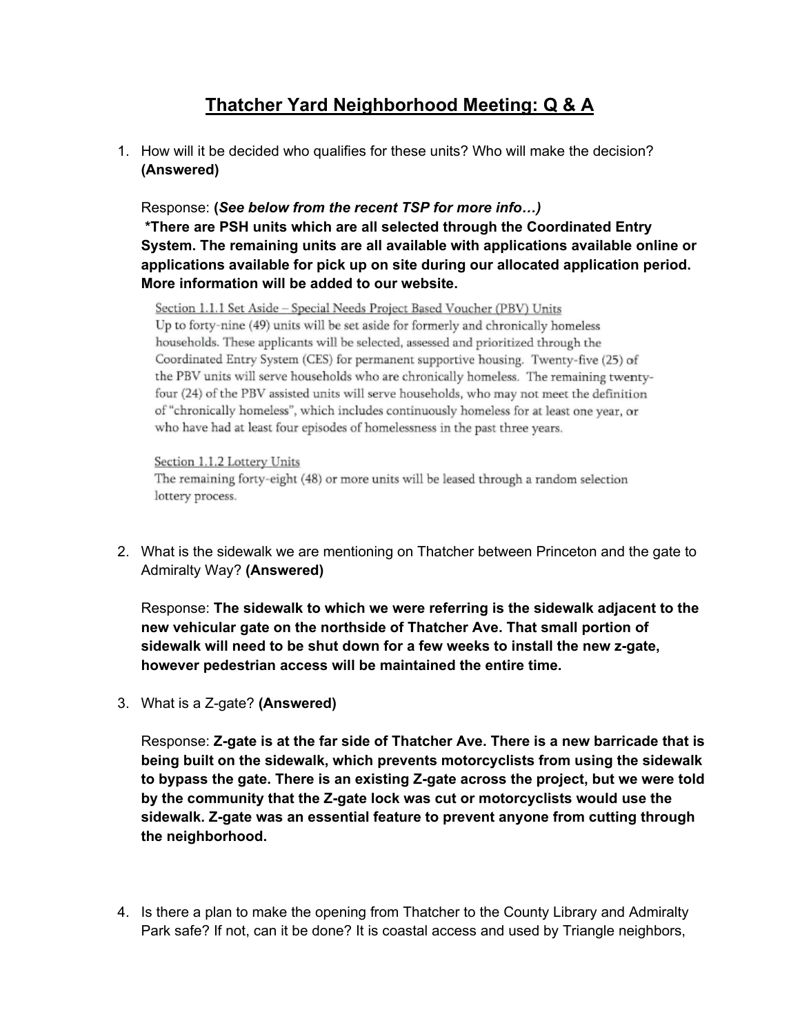# Thatcher Yard Neighborhood Meeting: Q & A

1. How will it be decided who qualifies for these units? Who will make the decision? **(Answered)**

   Response: **(*See below from the recent TSP for more info…)***
   ***There are PSH units which are all selected through the Coordinated Entry System. The remaining units are all available with applications available online or applications available for pick up on site during our allocated application period. More information will be added to our website.**

   Section 1.1.1 Set Aside – Special Needs Project Based Voucher (PBV) Units
   Up to forty-nine (49) units will be set aside for formerly and chronically homeless households. These applicants will be selected, assessed and prioritized through the Coordinated Entry System (CES) for permanent supportive housing. Twenty-five (25) of the PBV units will serve households who are chronically homeless. The remaining twenty-four (24) of the PBV assisted units will serve households, who may not meet the definition of "chronically homeless", which includes continuously homeless for at least one year, or who have had at least four episodes of homelessness in the past three years.

   Section 1.1.2 Lottery Units
   The remaining forty-eight (48) or more units will be leased through a random selection lottery process.

2. What is the sidewalk we are mentioning on Thatcher between Princeton and the gate to Admiralty Way? **(Answered)**

   Response: **The sidewalk to which we were referring is the sidewalk adjacent to the new vehicular gate on the northside of Thatcher Ave. That small portion of sidewalk will need to be shut down for a few weeks to install the new z-gate, however pedestrian access will be maintained the entire time.**

3. What is a Z-gate? **(Answered)**

   Response: **Z-gate is at the far side of Thatcher Ave. There is a new barricade that is being built on the sidewalk, which prevents motorcyclists from using the sidewalk to bypass the gate. There is an existing Z-gate across the project, but we were told by the community that the Z-gate lock was cut or motorcyclists would use the sidewalk. Z-gate was an essential feature to prevent anyone from cutting through the neighborhood.**

4. Is there a plan to make the opening from Thatcher to the County Library and Admiralty Park safe? If not, can it be done? It is coastal access and used by Triangle neighbors,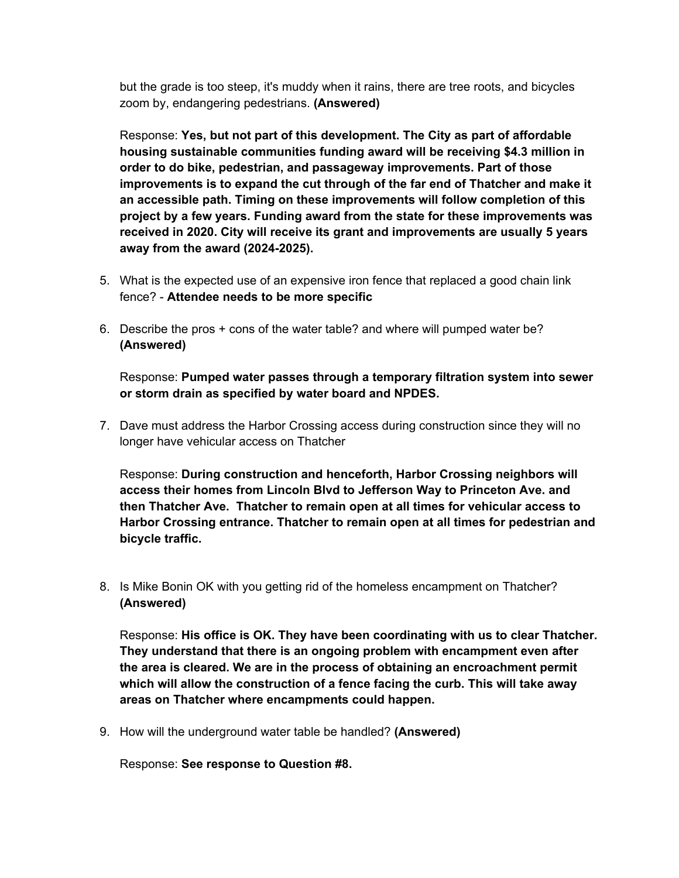but the grade is too steep, it's muddy when it rains, there are tree roots, and bicycles zoom by, endangering pedestrians. **(Answered)**

Response: **Yes, but not part of this development. The City as part of affordable housing sustainable communities funding award will be receiving $4.3 million in order to do bike, pedestrian, and passageway improvements. Part of those improvements is to expand the cut through of the far end of Thatcher and make it an accessible path. Timing on these improvements will follow completion of this project by a few years. Funding award from the state for these improvements was received in 2020. City will receive its grant and improvements are usually 5 years away from the award (2024-2025).**

5. What is the expected use of an expensive iron fence that replaced a good chain link fence? - **Attendee needs to be more specific**

6. Describe the pros + cons of the water table? and where will pumped water be? **(Answered)**

   Response: **Pumped water passes through a temporary filtration system into sewer or storm drain as specified by water board and NPDES.**

7. Dave must address the Harbor Crossing access during construction since they will no longer have vehicular access on Thatcher

   Response: **During construction and henceforth, Harbor Crossing neighbors will access their homes from Lincoln Blvd to Jefferson Way to Princeton Ave. and then Thatcher Ave. Thatcher to remain open at all times for vehicular access to Harbor Crossing entrance. Thatcher to remain open at all times for pedestrian and bicycle traffic.**

8. Is Mike Bonin OK with you getting rid of the homeless encampment on Thatcher? **(Answered)**

   Response: **His office is OK. They have been coordinating with us to clear Thatcher. They understand that there is an ongoing problem with encampment even after the area is cleared. We are in the process of obtaining an encroachment permit which will allow the construction of a fence facing the curb. This will take away areas on Thatcher where encampments could happen.**

9. How will the underground water table be handled? **(Answered)**

   Response: **See response to Question #8.**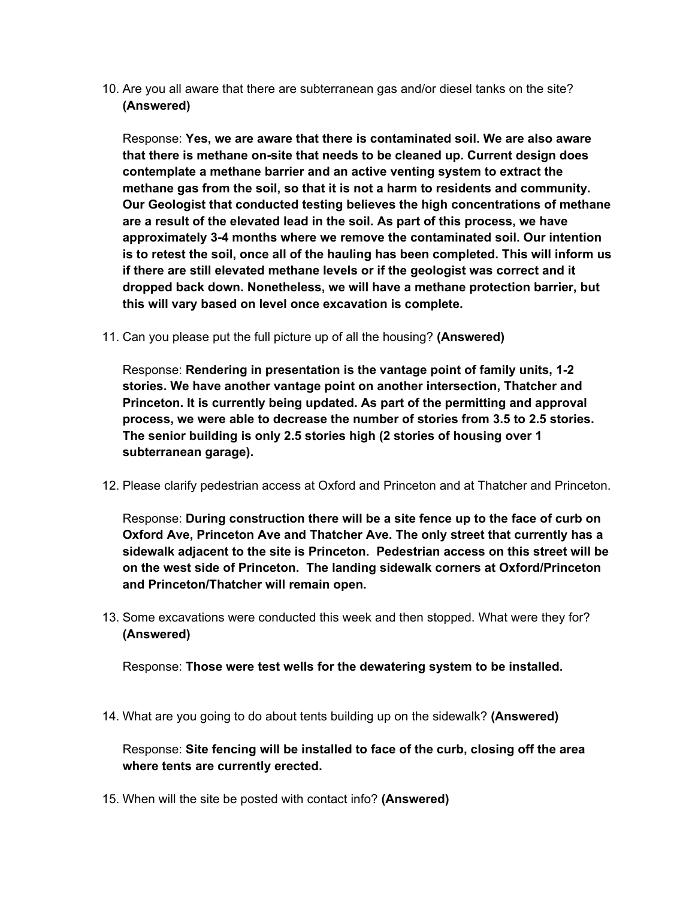10. Are you all aware that there are subterranean gas and/or diesel tanks on the site? **(Answered)**

    Response: **Yes, we are aware that there is contaminated soil. We are also aware that there is methane on-site that needs to be cleaned up. Current design does contemplate a methane barrier and an active venting system to extract the methane gas from the soil, so that it is not a harm to residents and community. Our Geologist that conducted testing believes the high concentrations of methane are a result of the elevated lead in the soil. As part of this process, we have approximately 3-4 months where we remove the contaminated soil. Our intention is to retest the soil, once all of the hauling has been completed. This will inform us if there are still elevated methane levels or if the geologist was correct and it dropped back down. Nonetheless, we will have a methane protection barrier, but this will vary based on level once excavation is complete.**

11. Can you please put the full picture up of all the housing? **(Answered)**

    Response: **Rendering in presentation is the vantage point of family units, 1-2 stories. We have another vantage point on another intersection, Thatcher and Princeton. It is currently being updated. As part of the permitting and approval process, we were able to decrease the number of stories from 3.5 to 2.5 stories. The senior building is only 2.5 stories high (2 stories of housing over 1 subterranean garage).**

12. Please clarify pedestrian access at Oxford and Princeton and at Thatcher and Princeton.

    Response: **During construction there will be a site fence up to the face of curb on Oxford Ave, Princeton Ave and Thatcher Ave. The only street that currently has a sidewalk adjacent to the site is Princeton. Pedestrian access on this street will be on the west side of Princeton. The landing sidewalk corners at Oxford/Princeton and Princeton/Thatcher will remain open.**

13. Some excavations were conducted this week and then stopped. What were they for? **(Answered)**

    Response: **Those were test wells for the dewatering system to be installed.**

14. What are you going to do about tents building up on the sidewalk? **(Answered)**

    Response: **Site fencing will be installed to face of the curb, closing off the area where tents are currently erected.**

15. When will the site be posted with contact info? **(Answered)**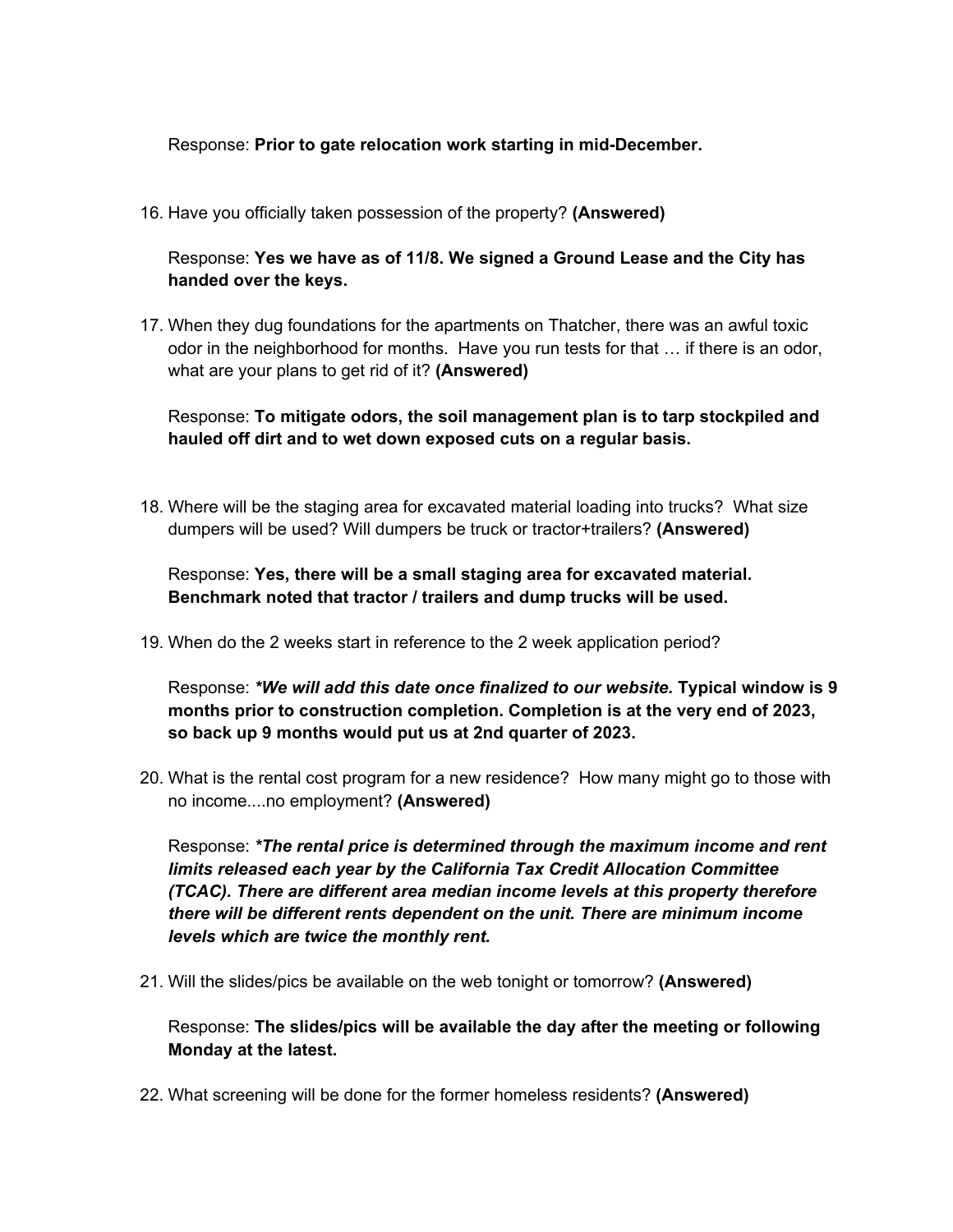Response: **Prior to gate relocation work starting in mid-December.**

16. Have you officially taken possession of the property? **(Answered)**

    Response: **Yes we have as of 11/8. We signed a Ground Lease and the City has handed over the keys.**

17. When they dug foundations for the apartments on Thatcher, there was an awful toxic odor in the neighborhood for months. Have you run tests for that … if there is an odor, what are your plans to get rid of it? **(Answered)**

    Response: **To mitigate odors, the soil management plan is to tarp stockpiled and hauled off dirt and to wet down exposed cuts on a regular basis.**

18. Where will be the staging area for excavated material loading into trucks? What size dumpers will be used? Will dumpers be truck or tractor+trailers? **(Answered)**

    Response: **Yes, there will be a small staging area for excavated material. Benchmark noted that tractor / trailers and dump trucks will be used.**

19. When do the 2 weeks start in reference to the 2 week application period?

    Response: ***\*We will add this date once finalized to our website.* Typical window is 9 months prior to construction completion. Completion is at the very end of 2023, so back up 9 months would put us at 2nd quarter of 2023.**

20. What is the rental cost program for a new residence? How many might go to those with no income....no employment? **(Answered)**

    Response: ***\*The rental price is determined through the maximum income and rent limits released each year by the California Tax Credit Allocation Committee (TCAC). There are different area median income levels at this property therefore there will be different rents dependent on the unit. There are minimum income levels which are twice the monthly rent.***

21. Will the slides/pics be available on the web tonight or tomorrow? **(Answered)**

    Response: **The slides/pics will be available the day after the meeting or following Monday at the latest.**

22. What screening will be done for the former homeless residents? **(Answered)**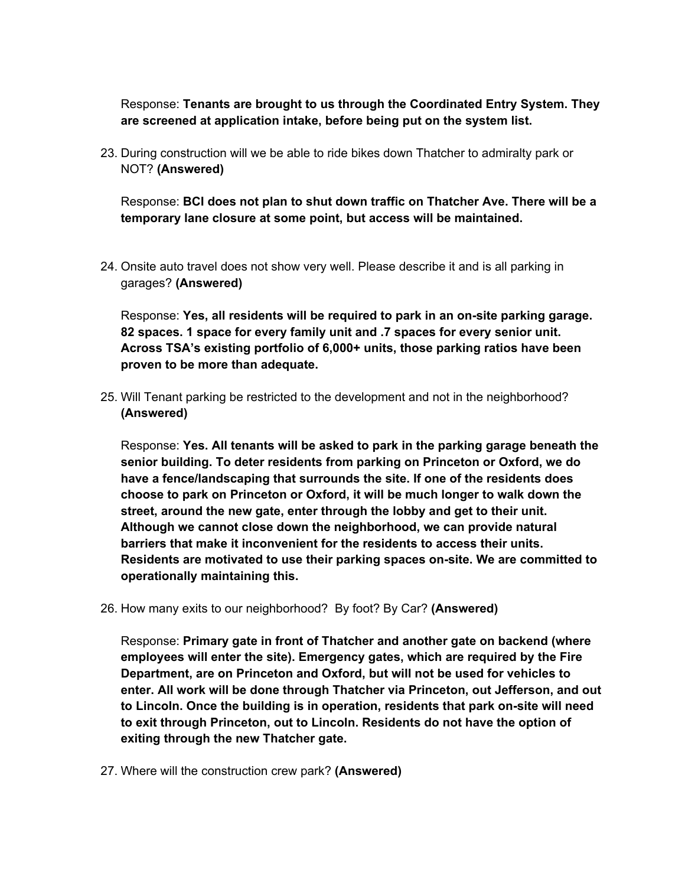Response: **Tenants are brought to us through the Coordinated Entry System. They are screened at application intake, before being put on the system list.**

23. During construction will we be able to ride bikes down Thatcher to admiralty park or NOT? **(Answered)**

    Response: **BCI does not plan to shut down traffic on Thatcher Ave. There will be a temporary lane closure at some point, but access will be maintained.**

24. Onsite auto travel does not show very well. Please describe it and is all parking in garages? **(Answered)**

    Response: **Yes, all residents will be required to park in an on-site parking garage. 82 spaces. 1 space for every family unit and .7 spaces for every senior unit. Across TSA's existing portfolio of 6,000+ units, those parking ratios have been proven to be more than adequate.**

25. Will Tenant parking be restricted to the development and not in the neighborhood? **(Answered)**

    Response: **Yes. All tenants will be asked to park in the parking garage beneath the senior building. To deter residents from parking on Princeton or Oxford, we do have a fence/landscaping that surrounds the site. If one of the residents does choose to park on Princeton or Oxford, it will be much longer to walk down the street, around the new gate, enter through the lobby and get to their unit. Although we cannot close down the neighborhood, we can provide natural barriers that make it inconvenient for the residents to access their units. Residents are motivated to use their parking spaces on-site. We are committed to operationally maintaining this.**

26. How many exits to our neighborhood? By foot? By Car? **(Answered)**

    Response: **Primary gate in front of Thatcher and another gate on backend (where employees will enter the site). Emergency gates, which are required by the Fire Department, are on Princeton and Oxford, but will not be used for vehicles to enter. All work will be done through Thatcher via Princeton, out Jefferson, and out to Lincoln. Once the building is in operation, residents that park on-site will need to exit through Princeton, out to Lincoln. Residents do not have the option of exiting through the new Thatcher gate.**

27. Where will the construction crew park? **(Answered)**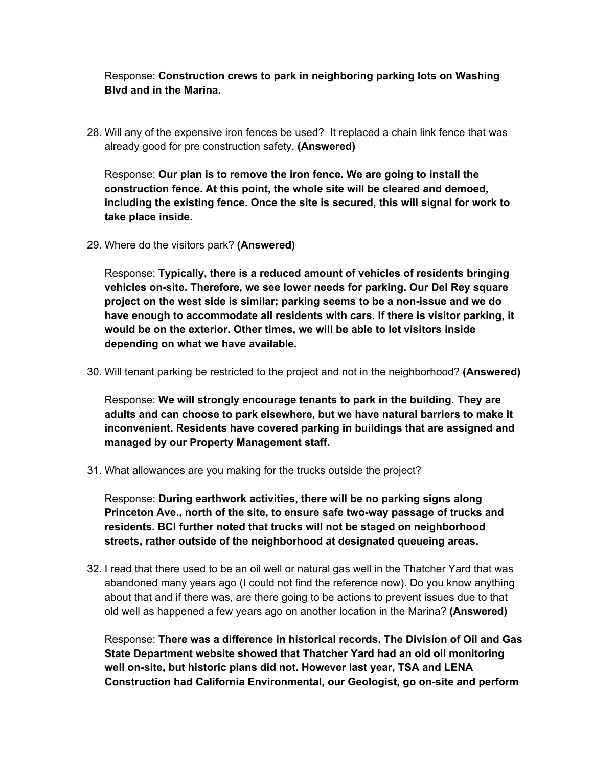Response: **Construction crews to park in neighboring parking lots on Washing Blvd and in the Marina.**

28. Will any of the expensive iron fences be used? It replaced a chain link fence that was already good for pre construction safety. **(Answered)**

    Response: **Our plan is to remove the iron fence. We are going to install the construction fence. At this point, the whole site will be cleared and demoed, including the existing fence. Once the site is secured, this will signal for work to take place inside.**

29. Where do the visitors park? **(Answered)**

    Response: **Typically, there is a reduced amount of vehicles of residents bringing vehicles on-site. Therefore, we see lower needs for parking. Our Del Rey square project on the west side is similar; parking seems to be a non-issue and we do have enough to accommodate all residents with cars. If there is visitor parking, it would be on the exterior. Other times, we will be able to let visitors inside depending on what we have available.**

30. Will tenant parking be restricted to the project and not in the neighborhood? **(Answered)**

    Response: **We will strongly encourage tenants to park in the building. They are adults and can choose to park elsewhere, but we have natural barriers to make it inconvenient. Residents have covered parking in buildings that are assigned and managed by our Property Management staff.**

31. What allowances are you making for the trucks outside the project?

    Response: **During earthwork activities, there will be no parking signs along Princeton Ave., north of the site, to ensure safe two-way passage of trucks and residents. BCI further noted that trucks will not be staged on neighborhood streets, rather outside of the neighborhood at designated queueing areas.**

32. I read that there used to be an oil well or natural gas well in the Thatcher Yard that was abandoned many years ago (I could not find the reference now). Do you know anything about that and if there was, are there going to be actions to prevent issues due to that old well as happened a few years ago on another location in the Marina? **(Answered)**

    Response: **There was a difference in historical records. The Division of Oil and Gas State Department website showed that Thatcher Yard had an old oil monitoring well on-site, but historic plans did not. However last year, TSA and LENA Construction had California Environmental, our Geologist, go on-site and perform**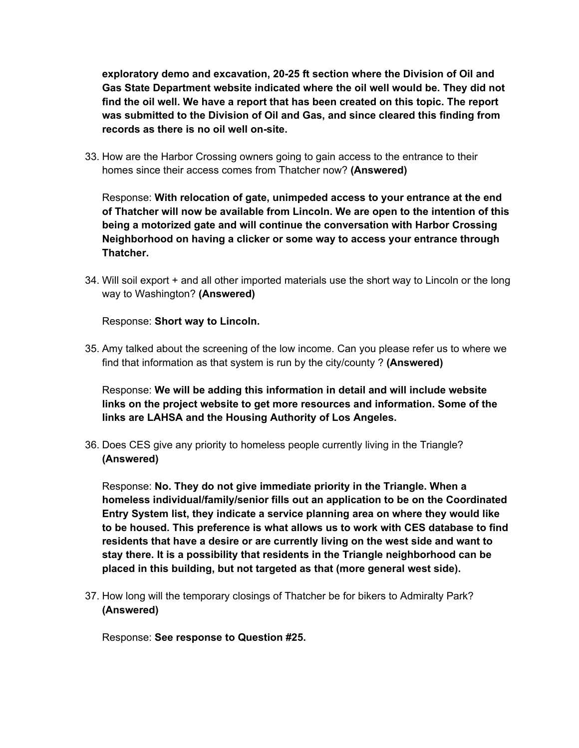**exploratory demo and excavation, 20-25 ft section where the Division of Oil and Gas State Department website indicated where the oil well would be. They did not find the oil well. We have a report that has been created on this topic. The report was submitted to the Division of Oil and Gas, and since cleared this finding from records as there is no oil well on-site.**

33. How are the Harbor Crossing owners going to gain access to the entrance to their homes since their access comes from Thatcher now? **(Answered)**

    Response: **With relocation of gate, unimpeded access to your entrance at the end of Thatcher will now be available from Lincoln. We are open to the intention of this being a motorized gate and will continue the conversation with Harbor Crossing Neighborhood on having a clicker or some way to access your entrance through Thatcher.**

34. Will soil export + and all other imported materials use the short way to Lincoln or the long way to Washington? **(Answered)**

    Response: **Short way to Lincoln.**

35. Amy talked about the screening of the low income. Can you please refer us to where we find that information as that system is run by the city/county ? **(Answered)**

    Response: **We will be adding this information in detail and will include website links on the project website to get more resources and information. Some of the links are LAHSA and the Housing Authority of Los Angeles.**

36. Does CES give any priority to homeless people currently living in the Triangle? **(Answered)**

    Response: **No. They do not give immediate priority in the Triangle. When a homeless individual/family/senior fills out an application to be on the Coordinated Entry System list, they indicate a service planning area on where they would like to be housed. This preference is what allows us to work with CES database to find residents that have a desire or are currently living on the west side and want to stay there. It is a possibility that residents in the Triangle neighborhood can be placed in this building, but not targeted as that (more general west side).**

37. How long will the temporary closings of Thatcher be for bikers to Admiralty Park? **(Answered)**

    Response: **See response to Question #25.**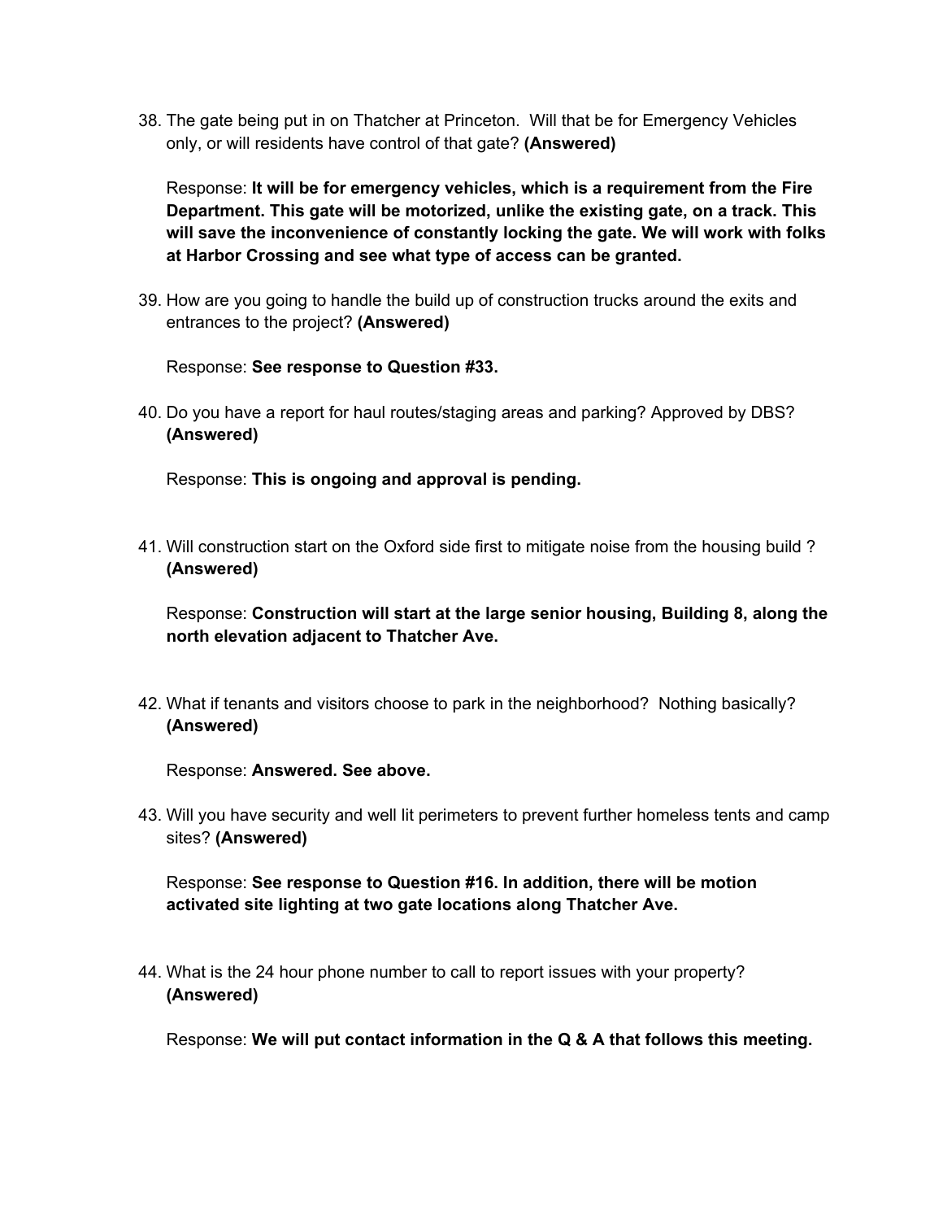38. The gate being put in on Thatcher at Princeton. Will that be for Emergency Vehicles only, or will residents have control of that gate? **(Answered)**

    Response: **It will be for emergency vehicles, which is a requirement from the Fire Department. This gate will be motorized, unlike the existing gate, on a track. This will save the inconvenience of constantly locking the gate. We will work with folks at Harbor Crossing and see what type of access can be granted.**

39. How are you going to handle the build up of construction trucks around the exits and entrances to the project? **(Answered)**

    Response: **See response to Question #33.**

40. Do you have a report for haul routes/staging areas and parking? Approved by DBS? **(Answered)**

    Response: **This is ongoing and approval is pending.**

41. Will construction start on the Oxford side first to mitigate noise from the housing build ? **(Answered)**

    Response: **Construction will start at the large senior housing, Building 8, along the north elevation adjacent to Thatcher Ave.**

42. What if tenants and visitors choose to park in the neighborhood? Nothing basically? **(Answered)**

    Response: **Answered. See above.**

43. Will you have security and well lit perimeters to prevent further homeless tents and camp sites? **(Answered)**

    Response: **See response to Question #16. In addition, there will be motion activated site lighting at two gate locations along Thatcher Ave.**

44. What is the 24 hour phone number to call to report issues with your property? **(Answered)**

    Response: **We will put contact information in the Q & A that follows this meeting.**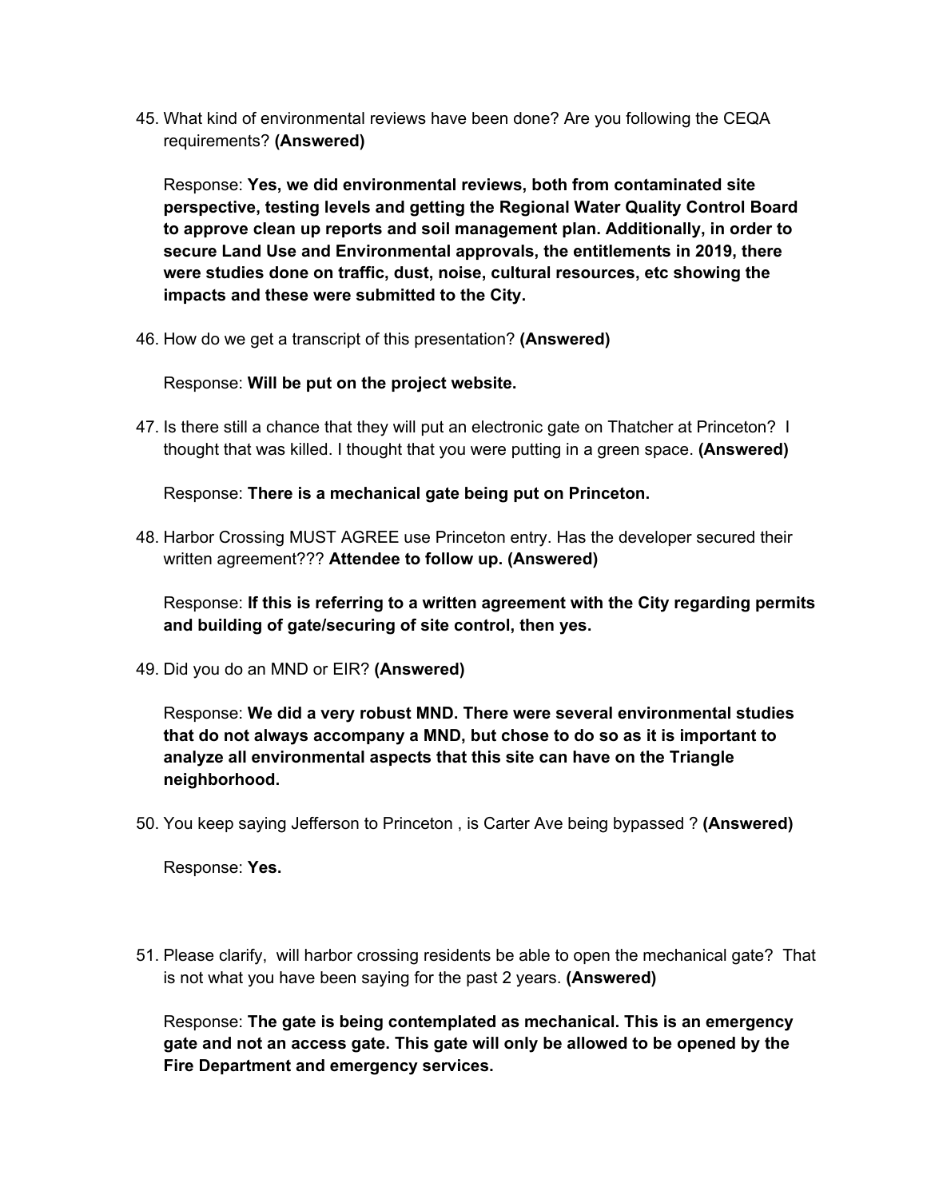45. What kind of environmental reviews have been done? Are you following the CEQA requirements? **(Answered)**

    Response: **Yes, we did environmental reviews, both from contaminated site perspective, testing levels and getting the Regional Water Quality Control Board to approve clean up reports and soil management plan. Additionally, in order to secure Land Use and Environmental approvals, the entitlements in 2019, there were studies done on traffic, dust, noise, cultural resources, etc showing the impacts and these were submitted to the City.**

46. How do we get a transcript of this presentation? **(Answered)**

    Response: **Will be put on the project website.**

47. Is there still a chance that they will put an electronic gate on Thatcher at Princeton? I thought that was killed. I thought that you were putting in a green space. **(Answered)**

    Response: **There is a mechanical gate being put on Princeton.**

48. Harbor Crossing MUST AGREE use Princeton entry. Has the developer secured their written agreement??? **Attendee to follow up. (Answered)**

    Response: **If this is referring to a written agreement with the City regarding permits and building of gate/securing of site control, then yes.**

49. Did you do an MND or EIR? **(Answered)**

    Response: **We did a very robust MND. There were several environmental studies that do not always accompany a MND, but chose to do so as it is important to analyze all environmental aspects that this site can have on the Triangle neighborhood.**

50. You keep saying Jefferson to Princeton , is Carter Ave being bypassed ? **(Answered)**

    Response: **Yes.**

51. Please clarify, will harbor crossing residents be able to open the mechanical gate? That is not what you have been saying for the past 2 years. **(Answered)**

    Response: **The gate is being contemplated as mechanical. This is an emergency gate and not an access gate. This gate will only be allowed to be opened by the Fire Department and emergency services.**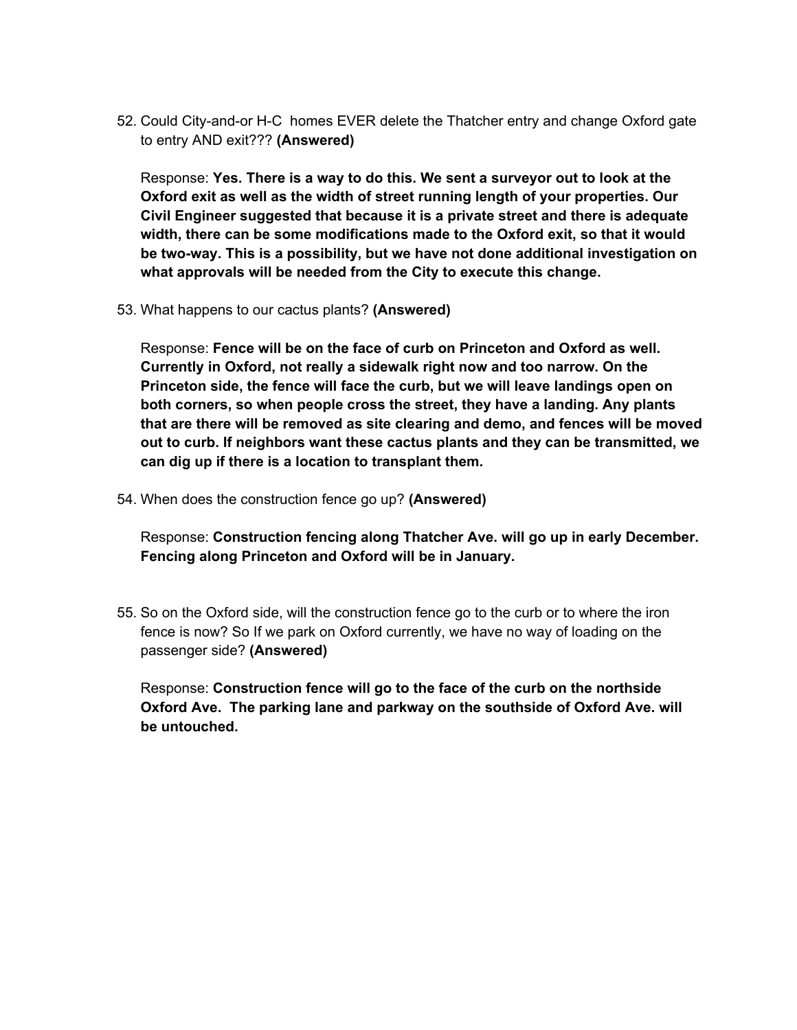52. Could City-and-or H-C homes EVER delete the Thatcher entry and change Oxford gate to entry AND exit??? **(Answered)**

    Response: **Yes. There is a way to do this. We sent a surveyor out to look at the Oxford exit as well as the width of street running length of your properties. Our Civil Engineer suggested that because it is a private street and there is adequate width, there can be some modifications made to the Oxford exit, so that it would be two-way. This is a possibility, but we have not done additional investigation on what approvals will be needed from the City to execute this change.**

53. What happens to our cactus plants? **(Answered)**

    Response: **Fence will be on the face of curb on Princeton and Oxford as well. Currently in Oxford, not really a sidewalk right now and too narrow. On the Princeton side, the fence will face the curb, but we will leave landings open on both corners, so when people cross the street, they have a landing. Any plants that are there will be removed as site clearing and demo, and fences will be moved out to curb. If neighbors want these cactus plants and they can be transmitted, we can dig up if there is a location to transplant them.**

54. When does the construction fence go up? **(Answered)**

    Response: **Construction fencing along Thatcher Ave. will go up in early December. Fencing along Princeton and Oxford will be in January.**

55. So on the Oxford side, will the construction fence go to the curb or to where the iron fence is now? So If we park on Oxford currently, we have no way of loading on the passenger side? **(Answered)**

    Response: **Construction fence will go to the face of the curb on the northside Oxford Ave. The parking lane and parkway on the southside of Oxford Ave. will be untouched.**